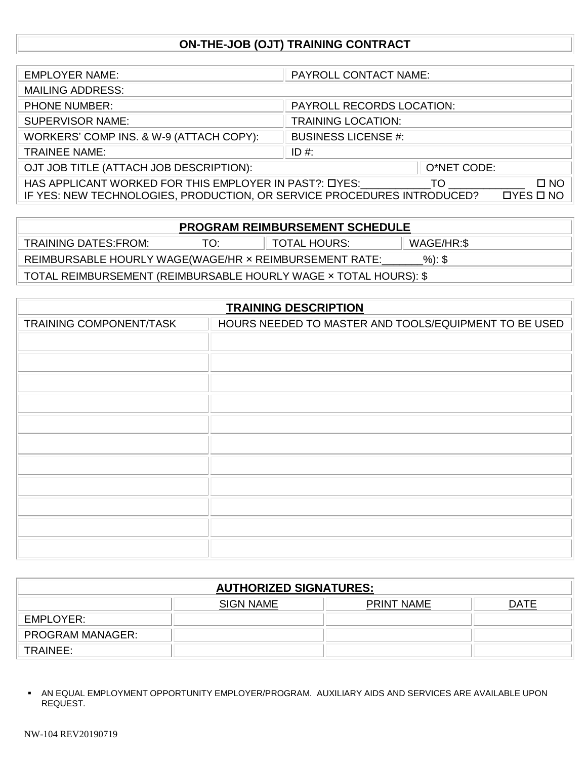# ON-THE-JOB (OJT) TRAINING CONTRACT

| EMPLOYER NAME: | PAYROLL CONTACT NAME: |
|---|---|
| MAILING ADDRESS: | |
| PHONE NUMBER: | PAYROLL RECORDS LOCATION: |
| SUPERVISOR NAME: | TRAINING LOCATION: |
| WORKERS' COMP INS. & W-9 (ATTACH COPY): | BUSINESS LICENSE #: |
| TRAINEE NAME: | ID #: |
| OJT JOB TITLE (ATTACH JOB DESCRIPTION): | O*NET CODE: |

HAS APPLICANT WORKED FOR THIS EMPLOYER IN PAST?: ☐YES:____________TO _____________ ☐ NO

IF YES: NEW TECHNOLOGIES, PRODUCTION, OR SERVICE PROCEDURES INTRODUCED? ☐YES ☐ NO

## PROGRAM REIMBURSEMENT SCHEDULE

| TRAINING DATES:FROM: TO: | TOTAL HOURS: | WAGE/HR:$ |
|---|---|---|

REIMBURSABLE HOURLY WAGE(WAGE/HR × REIMBURSEMENT RATE:_______%): $

TOTAL REIMBURSEMENT (REIMBURSABLE HOURLY WAGE × TOTAL HOURS): $

## TRAINING DESCRIPTION

| TRAINING COMPONENT/TASK | HOURS NEEDED TO MASTER AND TOOLS/EQUIPMENT TO BE USED |
|---|---|
| | |
| | |
| | |
| | |
| | |
| | |
| | |
| | |
| | |
| | |
| | |

## AUTHORIZED SIGNATURES:

| | SIGN NAME | PRINT NAME | DATE |
|---|---|---|---|
| EMPLOYER: | | | |
| PROGRAM MANAGER: | | | |
| TRAINEE: | | | |

- AN EQUAL EMPLOYMENT OPPORTUNITY EMPLOYER/PROGRAM. AUXILIARY AIDS AND SERVICES ARE AVAILABLE UPON REQUEST.

NW-104 REV20190719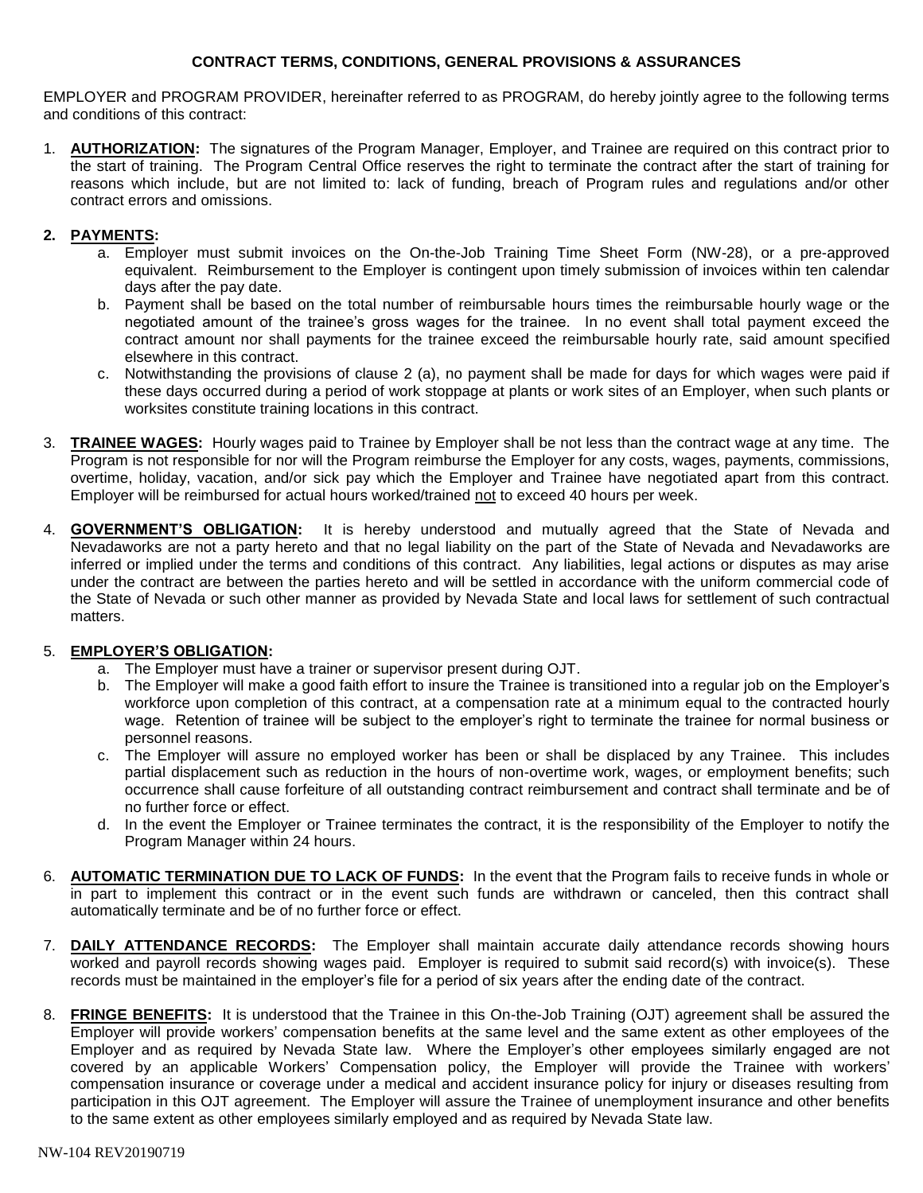## CONTRACT TERMS, CONDITIONS, GENERAL PROVISIONS & ASSURANCES

EMPLOYER and PROGRAM PROVIDER, hereinafter referred to as PROGRAM, do hereby jointly agree to the following terms and conditions of this contract:

1. **AUTHORIZATION:** The signatures of the Program Manager, Employer, and Trainee are required on this contract prior to the start of training. The Program Central Office reserves the right to terminate the contract after the start of training for reasons which include, but are not limited to: lack of funding, breach of Program rules and regulations and/or other contract errors and omissions.

2. **PAYMENTS:**
   a. Employer must submit invoices on the On-the-Job Training Time Sheet Form (NW-28), or a pre-approved equivalent. Reimbursement to the Employer is contingent upon timely submission of invoices within ten calendar days after the pay date.
   b. Payment shall be based on the total number of reimbursable hours times the reimbursable hourly wage or the negotiated amount of the trainee's gross wages for the trainee. In no event shall total payment exceed the contract amount nor shall payments for the trainee exceed the reimbursable hourly rate, said amount specified elsewhere in this contract.
   c. Notwithstanding the provisions of clause 2 (a), no payment shall be made for days for which wages were paid if these days occurred during a period of work stoppage at plants or work sites of an Employer, when such plants or worksites constitute training locations in this contract.

3. **TRAINEE WAGES:** Hourly wages paid to Trainee by Employer shall be not less than the contract wage at any time. The Program is not responsible for nor will the Program reimburse the Employer for any costs, wages, payments, commissions, overtime, holiday, vacation, and/or sick pay which the Employer and Trainee have negotiated apart from this contract. Employer will be reimbursed for actual hours worked/trained not to exceed 40 hours per week.

4. **GOVERNMENT'S OBLIGATION:** It is hereby understood and mutually agreed that the State of Nevada and Nevadaworks are not a party hereto and that no legal liability on the part of the State of Nevada and Nevadaworks are inferred or implied under the terms and conditions of this contract. Any liabilities, legal actions or disputes as may arise under the contract are between the parties hereto and will be settled in accordance with the uniform commercial code of the State of Nevada or such other manner as provided by Nevada State and local laws for settlement of such contractual matters.

5. **EMPLOYER'S OBLIGATION:**
   a. The Employer must have a trainer or supervisor present during OJT.
   b. The Employer will make a good faith effort to insure the Trainee is transitioned into a regular job on the Employer's workforce upon completion of this contract, at a compensation rate at a minimum equal to the contracted hourly wage. Retention of trainee will be subject to the employer's right to terminate the trainee for normal business or personnel reasons.
   c. The Employer will assure no employed worker has been or shall be displaced by any Trainee. This includes partial displacement such as reduction in the hours of non-overtime work, wages, or employment benefits; such occurrence shall cause forfeiture of all outstanding contract reimbursement and contract shall terminate and be of no further force or effect.
   d. In the event the Employer or Trainee terminates the contract, it is the responsibility of the Employer to notify the Program Manager within 24 hours.

6. **AUTOMATIC TERMINATION DUE TO LACK OF FUNDS:** In the event that the Program fails to receive funds in whole or in part to implement this contract or in the event such funds are withdrawn or canceled, then this contract shall automatically terminate and be of no further force or effect.

7. **DAILY ATTENDANCE RECORDS:** The Employer shall maintain accurate daily attendance records showing hours worked and payroll records showing wages paid. Employer is required to submit said record(s) with invoice(s). These records must be maintained in the employer's file for a period of six years after the ending date of the contract.

8. **FRINGE BENEFITS:** It is understood that the Trainee in this On-the-Job Training (OJT) agreement shall be assured the Employer will provide workers' compensation benefits at the same level and the same extent as other employees of the Employer and as required by Nevada State law. Where the Employer's other employees similarly engaged are not covered by an applicable Workers' Compensation policy, the Employer will provide the Trainee with workers' compensation insurance or coverage under a medical and accident insurance policy for injury or diseases resulting from participation in this OJT agreement. The Employer will assure the Trainee of unemployment insurance and other benefits to the same extent as other employees similarly employed and as required by Nevada State law.

NW-104 REV20190719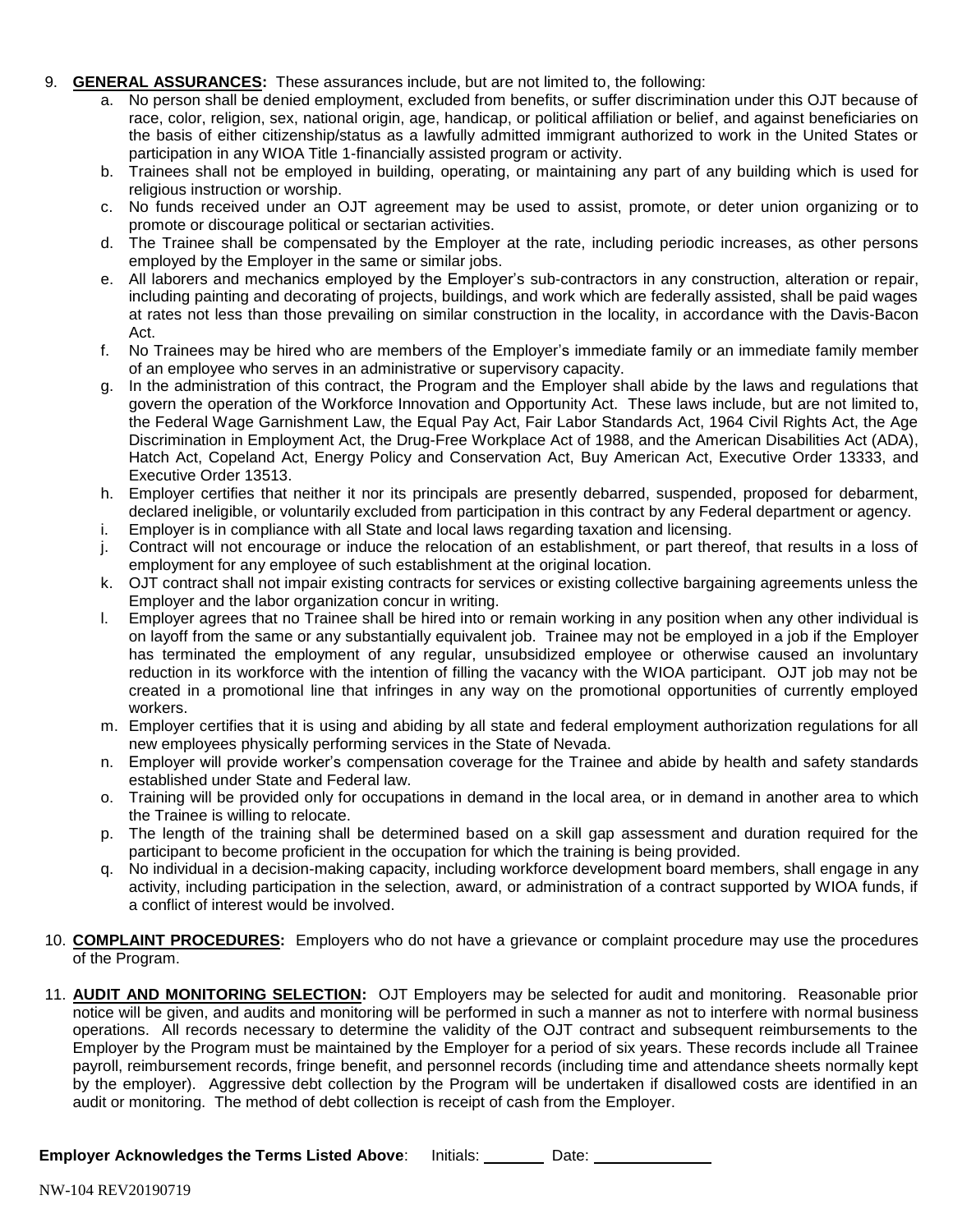9. **GENERAL ASSURANCES:** These assurances include, but are not limited to, the following:
   a. No person shall be denied employment, excluded from benefits, or suffer discrimination under this OJT because of race, color, religion, sex, national origin, age, handicap, or political affiliation or belief, and against beneficiaries on the basis of either citizenship/status as a lawfully admitted immigrant authorized to work in the United States or participation in any WIOA Title 1-financially assisted program or activity.
   b. Trainees shall not be employed in building, operating, or maintaining any part of any building which is used for religious instruction or worship.
   c. No funds received under an OJT agreement may be used to assist, promote, or deter union organizing or to promote or discourage political or sectarian activities.
   d. The Trainee shall be compensated by the Employer at the rate, including periodic increases, as other persons employed by the Employer in the same or similar jobs.
   e. All laborers and mechanics employed by the Employer's sub-contractors in any construction, alteration or repair, including painting and decorating of projects, buildings, and work which are federally assisted, shall be paid wages at rates not less than those prevailing on similar construction in the locality, in accordance with the Davis-Bacon Act.
   f. No Trainees may be hired who are members of the Employer's immediate family or an immediate family member of an employee who serves in an administrative or supervisory capacity.
   g. In the administration of this contract, the Program and the Employer shall abide by the laws and regulations that govern the operation of the Workforce Innovation and Opportunity Act. These laws include, but are not limited to, the Federal Wage Garnishment Law, the Equal Pay Act, Fair Labor Standards Act, 1964 Civil Rights Act, the Age Discrimination in Employment Act, the Drug-Free Workplace Act of 1988, and the American Disabilities Act (ADA), Hatch Act, Copeland Act, Energy Policy and Conservation Act, Buy American Act, Executive Order 13333, and Executive Order 13513.
   h. Employer certifies that neither it nor its principals are presently debarred, suspended, proposed for debarment, declared ineligible, or voluntarily excluded from participation in this contract by any Federal department or agency.
   i. Employer is in compliance with all State and local laws regarding taxation and licensing.
   j. Contract will not encourage or induce the relocation of an establishment, or part thereof, that results in a loss of employment for any employee of such establishment at the original location.
   k. OJT contract shall not impair existing contracts for services or existing collective bargaining agreements unless the Employer and the labor organization concur in writing.
   l. Employer agrees that no Trainee shall be hired into or remain working in any position when any other individual is on layoff from the same or any substantially equivalent job. Trainee may not be employed in a job if the Employer has terminated the employment of any regular, unsubsidized employee or otherwise caused an involuntary reduction in its workforce with the intention of filling the vacancy with the WIOA participant. OJT job may not be created in a promotional line that infringes in any way on the promotional opportunities of currently employed workers.
   m. Employer certifies that it is using and abiding by all state and federal employment authorization regulations for all new employees physically performing services in the State of Nevada.
   n. Employer will provide worker's compensation coverage for the Trainee and abide by health and safety standards established under State and Federal law.
   o. Training will be provided only for occupations in demand in the local area, or in demand in another area to which the Trainee is willing to relocate.
   p. The length of the training shall be determined based on a skill gap assessment and duration required for the participant to become proficient in the occupation for which the training is being provided.
   q. No individual in a decision-making capacity, including workforce development board members, shall engage in any activity, including participation in the selection, award, or administration of a contract supported by WIOA funds, if a conflict of interest would be involved.

10. **COMPLAINT PROCEDURES:** Employers who do not have a grievance or complaint procedure may use the procedures of the Program.

11. **AUDIT AND MONITORING SELECTION:** OJT Employers may be selected for audit and monitoring. Reasonable prior notice will be given, and audits and monitoring will be performed in such a manner as not to interfere with normal business operations. All records necessary to determine the validity of the OJT contract and subsequent reimbursements to the Employer by the Program must be maintained by the Employer for a period of six years. These records include all Trainee payroll, reimbursement records, fringe benefit, and personnel records (including time and attendance sheets normally kept by the employer). Aggressive debt collection by the Program will be undertaken if disallowed costs are identified in an audit or monitoring. The method of debt collection is receipt of cash from the Employer.

**Employer Acknowledges the Terms Listed Above**: Initials: _______ Date: _____________

NW-104 REV20190719